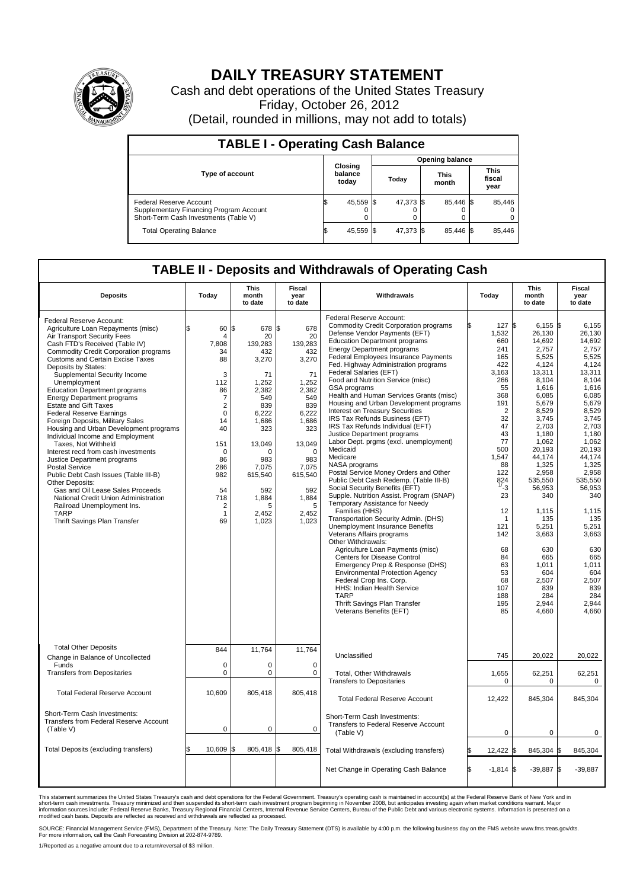# DAILY TREASURY STATEMENT

Cash and debt operations of the United States Treasury

Friday, October 26, 2012

(Detail, rounded in millions, may not add to totals)

## TABLE I - Operating Cash Balance

| Type of account | Closing balance today | Opening balance Today | Opening balance This month | Opening balance This fiscal year |
|---|---|---|---|---|
| Federal Reserve Account | $ 45,559 | $ 47,373 | $ 85,446 | $ 85,446 |
| Supplementary Financing Program Account | 0 | 0 | 0 | 0 |
| Short-Term Cash Investments (Table V) | 0 | 0 | 0 | 0 |
| Total Operating Balance | $ 45,559 | $ 47,373 | $ 85,446 | $ 85,446 |

## TABLE II - Deposits and Withdrawals of Operating Cash

| Deposits | Today | This month to date | Fiscal year to date | Withdrawals | Today | This month to date | Fiscal year to date |
|---|---|---|---|---|---|---|---|
| Federal Reserve Account: | | | | Federal Reserve Account: | | | |
| Agriculture Loan Repayments (misc) | $ 60 | $ 678 | $ 678 | Commodity Credit Corporation programs | $ 127 | $ 6,155 | $ 6,155 |
| Air Transport Security Fees | 4 | 20 | 20 | Defense Vendor Payments (EFT) | 1,532 | 26,130 | 26,130 |
| Cash FTD's Received (Table IV) | 7,808 | 139,283 | 139,283 | Education Department programs | 660 | 14,692 | 14,692 |
| Commodity Credit Corporation programs | 34 | 432 | 432 | Energy Department programs | 241 | 2,757 | 2,757 |
| Customs and Certain Excise Taxes | 88 | 3,270 | 3,270 | Federal Employees Insurance Payments | 165 | 5,525 | 5,525 |
| Deposits by States: | | | | Fed. Highway Administration programs | 422 | 4,124 | 4,124 |
| Supplemental Security Income | 3 | 71 | 71 | Federal Salaries (EFT) | 3,163 | 13,311 | 13,311 |
| Unemployment | 112 | 1,252 | 1,252 | Food and Nutrition Service (misc) | 266 | 8,104 | 8,104 |
| Education Department programs | 86 | 2,382 | 2,382 | GSA programs | 55 | 1,616 | 1,616 |
| Energy Department programs | 7 | 549 | 549 | Health and Human Services Grants (misc) | 368 | 6,085 | 6,085 |
| Estate and Gift Taxes | 2 | 839 | 839 | Housing and Urban Development programs | 191 | 5,679 | 5,679 |
| Federal Reserve Earnings | 0 | 6,222 | 6,222 | Interest on Treasury Securities | 2 | 8,529 | 8,529 |
| Foreign Deposits, Military Sales | 14 | 1,686 | 1,686 | IRS Tax Refunds Business (EFT) | 32 | 3,745 | 3,745 |
| Housing and Urban Development programs | 40 | 323 | 323 | IRS Tax Refunds Individual (EFT) | 47 | 2,703 | 2,703 |
| Individual Income and Employment | | | | Justice Department programs | 43 | 1,180 | 1,180 |
| Taxes, Not Withheld | 151 | 13,049 | 13,049 | Labor Dept. prgms (excl. unemployment) | 77 | 1,062 | 1,062 |
| Interest recd from cash investments | 0 | 0 | 0 | Medicaid | 500 | 20,193 | 20,193 |
| Justice Department programs | 86 | 983 | 983 | Medicare | 1,547 | 44,174 | 44,174 |
| Postal Service | 286 | 7,075 | 7,075 | NASA programs | 88 | 1,325 | 1,325 |
| Public Debt Cash Issues (Table III-B) | 982 | 615,540 | 615,540 | Postal Service Money Orders and Other | 122 | 2,958 | 2,958 |
| Other Deposits: | | | | Public Debt Cash Redemp. (Table III-B) | 824 | 535,550 | 535,550 |
| Gas and Oil Lease Sales Proceeds | 54 | 592 | 592 | Social Security Benefits (EFT) | [1/] -3 | 56,953 | 56,953 |
| National Credit Union Administration | 718 | 1,884 | 1,884 | Supple. Nutrition Assist. Program (SNAP) | 23 | 340 | 340 |
| Railroad Unemployment Ins. | 2 | 5 | 5 | Temporary Assistance for Needy | | | |
| TARP | 1 | 2,452 | 2,452 | Families (HHS) | 12 | 1,115 | 1,115 |
| Thrift Savings Plan Transfer | 69 | 1,023 | 1,023 | Transportation Security Admin. (DHS) | 1 | 135 | 135 |
| | | | | Unemployment Insurance Benefits | 121 | 5,251 | 5,251 |
| | | | | Veterans Affairs programs | 142 | 3,663 | 3,663 |
| | | | | Other Withdrawals: | | | |
| | | | | Agriculture Loan Payments (misc) | 68 | 630 | 630 |
| | | | | Centers for Disease Control | 84 | 665 | 665 |
| | | | | Emergency Prep & Response (DHS) | 63 | 1,011 | 1,011 |
| | | | | Environmental Protection Agency | 53 | 604 | 604 |
| | | | | Federal Crop Ins. Corp. | 68 | 2,507 | 2,507 |
| | | | | HHS: Indian Health Service | 107 | 839 | 839 |
| | | | | TARP | 188 | 284 | 284 |
| | | | | Thrift Savings Plan Transfer | 195 | 2,944 | 2,944 |
| | | | | Veterans Benefits (EFT) | 85 | 4,660 | 4,660 |
| Total Other Deposits | 844 | 11,764 | 11,764 | Unclassified | 745 | 20,022 | 20,022 |
| Change in Balance of Uncollected Funds | 0 | 0 | 0 | | | | |
| Transfers from Depositaries | 0 | 0 | 0 | Total, Other Withdrawals | 1,655 | 62,251 | 62,251 |
| | | | | Transfers to Depositaries | 0 | 0 | 0 |
| Total Federal Reserve Account | 10,609 | 805,418 | 805,418 | Total Federal Reserve Account | 12,422 | 845,304 | 845,304 |
| Short-Term Cash Investments: Transfers from Federal Reserve Account (Table V) | 0 | 0 | 0 | Short-Term Cash Investments: Transfers to Federal Reserve Account (Table V) | 0 | 0 | 0 |
| Total Deposits (excluding transfers) | $ 10,609 | $ 805,418 | $ 805,418 | Total Withdrawals (excluding transfers) | $ 12,422 | $ 845,304 | $ 845,304 |
| | | | | Net Change in Operating Cash Balance | $ -1,814 | $ -39,887 | $ -39,887 |

This statement summarizes the United States Treasury's cash and debt operations for the Federal Government. Treasury's operating cash is maintained in account(s) at the Federal Reserve Bank of New York and in short-term cash investments. Treasury minimized and then suspended its short-term cash investment program beginning in November 2008, but anticipates investing again when market conditions warrant. Major information sources include: Federal Reserve Banks, Treasury Regional Financial Centers, Internal Revenue Service Centers, Bureau of the Public Debt and various electronic systems. Information is presented on a modified cash basis. Deposits are reflected as received and withdrawals are reflected as processed.

SOURCE: Financial Management Service (FMS), Department of the Treasury. Note: The Daily Treasury Statement (DTS) is available by 4:00 p.m. the following business day on the FMS website www.fms.treas.gov/dts. For more information, call the Cash Forecasting Division at 202-874-9789.

1/Reported as a negative amount due to a return/reversal of $3 million.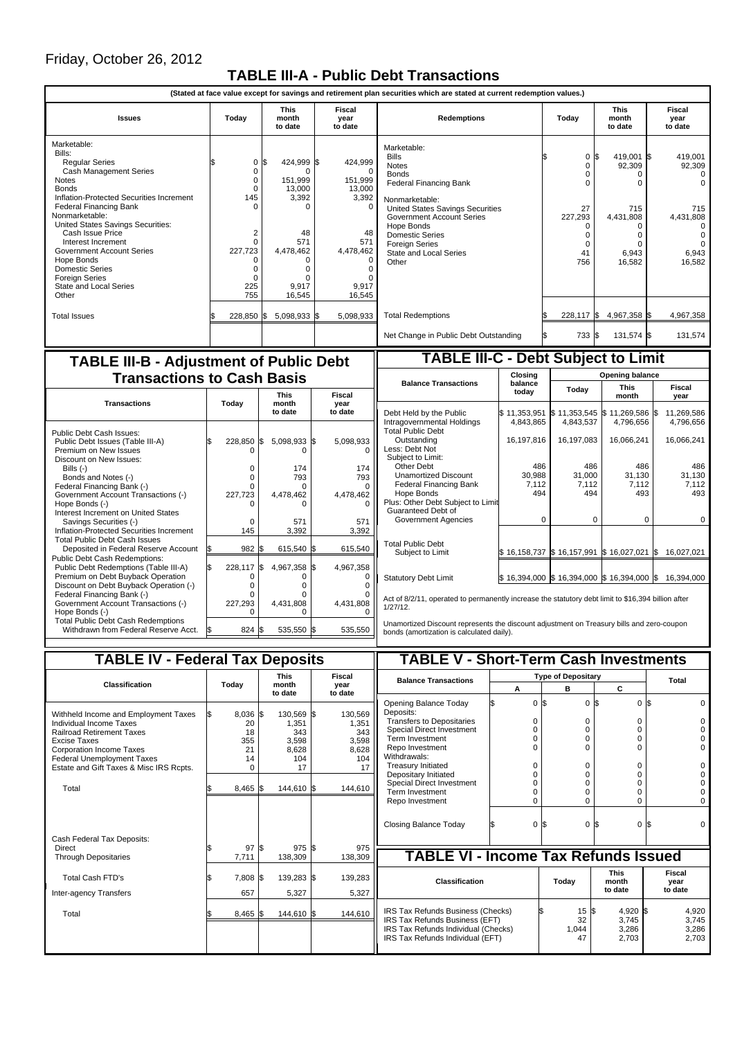Friday, October 26, 2012

# TABLE III-A - Public Debt Transactions

(Stated at face value except for savings and retirement plan securities which are stated at current redemption values.)

| Issues | Today | This month to date | Fiscal year to date |
|---|---|---|---|
| Marketable: | | | |
| Bills: | | | |
| Regular Series | $ 0 | $ 424,999 | $ 424,999 |
| Cash Management Series | 0 | 0 | 0 |
| Notes | 0 | 151,999 | 151,999 |
| Bonds | 0 | 13,000 | 13,000 |
| Inflation-Protected Securities Increment | 145 | 3,392 | 3,392 |
| Federal Financing Bank | 0 | 0 | 0 |
| Nonmarketable: | | | |
| United States Savings Securities: | | | |
| Cash Issue Price | 2 | 48 | 48 |
| Interest Increment | 0 | 571 | 571 |
| Government Account Series | 227,723 | 4,478,462 | 4,478,462 |
| Hope Bonds | 0 | 0 | 0 |
| Domestic Series | 0 | 0 | 0 |
| Foreign Series | 0 | 0 | 0 |
| State and Local Series | 225 | 9,917 | 9,917 |
| Other | 755 | 16,545 | 16,545 |
| Total Issues | $ 228,850 | $ 5,098,933 | $ 5,098,933 |

| Redemptions | Today | This month to date | Fiscal year to date |
|---|---|---|---|
| Marketable: | | | |
| Bills | $ 0 | $ 419,001 | $ 419,001 |
| Notes | 0 | 92,309 | 92,309 |
| Bonds | 0 | 0 | 0 |
| Federal Financing Bank | 0 | 0 | 0 |
| Nonmarketable: | | | |
| United States Savings Securities | 27 | 715 | 715 |
| Government Account Series | 227,293 | 4,431,808 | 4,431,808 |
| Hope Bonds | 0 | 0 | 0 |
| Domestic Series | 0 | 0 | 0 |
| Foreign Series | 0 | 0 | 0 |
| State and Local Series | 41 | 6,943 | 6,943 |
| Other | 756 | 16,582 | 16,582 |
| Total Redemptions | $ 228,117 | $ 4,967,358 | $ 4,967,358 |
| Net Change in Public Debt Outstanding | $ 733 | $ 131,574 | $ 131,574 |

# TABLE III-B - Adjustment of Public Debt Transactions to Cash Basis

| Transactions | Today | This month to date | Fiscal year to date |
|---|---|---|---|
| Public Debt Cash Issues: | | | |
| Public Debt Issues (Table III-A) | $ 228,850 | $ 5,098,933 | $ 5,098,933 |
| Premium on New Issues | 0 | 0 | 0 |
| Discount on New Issues: | | | |
| Bills (-) | 0 | 174 | 174 |
| Bonds and Notes (-) | 0 | 793 | 793 |
| Federal Financing Bank (-) | 0 | 0 | 0 |
| Government Account Transactions (-) | 227,723 | 4,478,462 | 4,478,462 |
| Hope Bonds (-) | 0 | 0 | 0 |
| Interest Increment on United States Savings Securities (-) | 0 | 571 | 571 |
| Inflation-Protected Securities Increment | 145 | 3,392 | 3,392 |
| Total Public Debt Cash Issues Deposited in Federal Reserve Account | $ 982 | $ 615,540 | $ 615,540 |
| Public Debt Cash Redemptions: | | | |
| Public Debt Redemptions (Table III-A) | $ 228,117 | $ 4,967,358 | $ 4,967,358 |
| Premium on Debt Buyback Operation | 0 | 0 | 0 |
| Discount on Debt Buyback Operation (-) | 0 | 0 | 0 |
| Federal Financing Bank (-) | 0 | 0 | 0 |
| Government Account Transactions (-) | 227,293 | 4,431,808 | 4,431,808 |
| Hope Bonds (-) | 0 | 0 | 0 |
| Total Public Debt Cash Redemptions Withdrawn from Federal Reserve Acct. | $ 824 | $ 535,550 | $ 535,550 |

# TABLE III-C - Debt Subject to Limit

| Balance Transactions | Closing balance today | Opening balance Today | Opening balance This month | Opening balance Fiscal year |
|---|---|---|---|---|
| Debt Held by the Public | $ 11,353,951 | $ 11,353,545 | $ 11,269,586 | $ 11,269,586 |
| Intragovernmental Holdings | 4,843,865 | 4,843,537 | 4,796,656 | 4,796,656 |
| Total Public Debt Outstanding | 16,197,816 | 16,197,083 | 16,066,241 | 16,066,241 |
| Less: Debt Not Subject to Limit: | | | | |
| Other Debt | 486 | 486 | 486 | 486 |
| Unamortized Discount | 30,988 | 31,000 | 31,130 | 31,130 |
| Federal Financing Bank | 7,112 | 7,112 | 7,112 | 7,112 |
| Hope Bonds | 494 | 494 | 493 | 493 |
| Plus: Other Debt Subject to Limit | | | | |
| Guaranteed Debt of Government Agencies | 0 | 0 | 0 | 0 |
| Total Public Debt Subject to Limit | $ 16,158,737 | $ 16,157,991 | $ 16,027,021 | $ 16,027,021 |
| Statutory Debt Limit | $ 16,394,000 | $ 16,394,000 | $ 16,394,000 | $ 16,394,000 |

Act of 8/2/11, operated to permanently increase the statutory debt limit to $16,394 billion after 1/27/12.

Unamortized Discount represents the discount adjustment on Treasury bills and zero-coupon bonds (amortization is calculated daily).

# TABLE IV - Federal Tax Deposits

| Classification | Today | This month to date | Fiscal year to date |
|---|---|---|---|
| Withheld Income and Employment Taxes | $ 8,036 | $ 130,569 | $ 130,569 |
| Individual Income Taxes | 20 | 1,351 | 1,351 |
| Railroad Retirement Taxes | 18 | 343 | 343 |
| Excise Taxes | 355 | 3,598 | 3,598 |
| Corporation Income Taxes | 21 | 8,628 | 8,628 |
| Federal Unemployment Taxes | 14 | 104 | 104 |
| Estate and Gift Taxes & Misc IRS Rcpts. | 0 | 17 | 17 |
| Total | $ 8,465 | $ 144,610 | $ 144,610 |
| Cash Federal Tax Deposits: | | | |
| Direct | $ 97 | $ 975 | $ 975 |
| Through Depositaries | 7,711 | 138,309 | 138,309 |
| Total Cash FTD's | $ 7,808 | $ 139,283 | $ 139,283 |
| Inter-agency Transfers | 657 | 5,327 | 5,327 |
| Total | $ 8,465 | $ 144,610 | $ 144,610 |

# TABLE V - Short-Term Cash Investments

| Balance Transactions | Type of Depositary A | B | C | Total |
|---|---|---|---|---|
| Opening Balance Today | $ 0 | $ 0 | $ 0 | $ 0 |
| Deposits: | | | | |
| Transfers to Depositaries | 0 | 0 | 0 | 0 |
| Special Direct Investment | 0 | 0 | 0 | 0 |
| Term Investment | 0 | 0 | 0 | 0 |
| Repo Investment | 0 | 0 | 0 | 0 |
| Withdrawals: | | | | |
| Treasury Initiated | 0 | 0 | 0 | 0 |
| Depositary Initiated | 0 | 0 | 0 | 0 |
| Special Direct Investment | 0 | 0 | 0 | 0 |
| Term Investment | 0 | 0 | 0 | 0 |
| Repo Investment | 0 | 0 | 0 | 0 |
| Closing Balance Today | $ 0 | $ 0 | $ 0 | $ 0 |

# TABLE VI - Income Tax Refunds Issued

| Classification | Today | This month to date | Fiscal year to date |
|---|---|---|---|
| IRS Tax Refunds Business (Checks) | $ 15 | $ 4,920 | $ 4,920 |
| IRS Tax Refunds Business (EFT) | 32 | 3,745 | 3,745 |
| IRS Tax Refunds Individual (Checks) | 1,044 | 3,286 | 3,286 |
| IRS Tax Refunds Individual (EFT) | 47 | 2,703 | 2,703 |